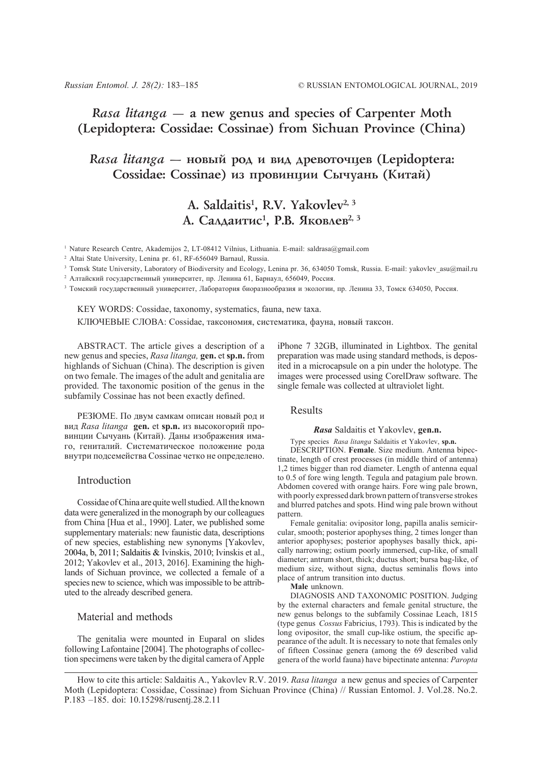# *Rasa litanga* — a new genus and species of Carpenter Moth (Lepidoptera: Cossidae: Cossinae) from Sichuan Province (China)

# *Rasa litanga* — новый род и вид древоточцев (Lepidoptera: Cossidae: Cossinae) из провинции Сычуань (Китай)

## A. Saldaitis[1], R.V. Yakovlev[2, 3]
## А. Салдаитис[1], Р.В. Яковлев[2, 3]

[1] Nature Research Centre, Akademijos 2, LT-08412 Vilnius, Lithuania. E-mail: saldrasa@gmail.com

[2] Altai State University, Lenina pr. 61, RF-656049 Barnaul, Russia.

[3] Tomsk State University, Laboratory of Biodiversity and Ecology, Lenina pr. 36, 634050 Tomsk, Russia. E-mail: yakovlev_asu@mail.ru

[2] Алтайский государственный университет, пр. Ленина 61, Барнаул, 656049, Россия.

[3] Томский государственный университет, Лаборатория биоразнообразия и экологии, пр. Ленина 33, Томск 634050, Россия.

KEY WORDS: Cossidae, taxonomy, systematics, fauna, new taxa.

КЛЮЧЕВЫЕ СЛОВА: Cossidae, таксономия, систематика, фауна, новый таксон.

ABSTRACT. The article gives a description of a new genus and species, *Rasa litanga,* **gen.** et **sp.n.** from highlands of Sichuan (China). The description is given on two female. The images of the adult and genitalia are provided. The taxonomic position of the genus in the subfamily Cossinae has not been exactly defined.

РЕЗЮМЕ. По двум самкам описан новый род и вид *Rasa litanga* **gen.** et **sp.n.** из высокогорий провинции Сычуань (Китай). Даны изображения имаго, гениталий. Систематическое положение рода внутри подсемейства Cossinae четко не определено.

## Introduction

Cossidae of China are quite well studied. All the known data were generalized in the monograph by our colleagues from China [Hua et al., 1990]. Later, we published some supplementary materials: new faunistic data, descriptions of new species, establishing new synonyms [Yakovlev, 2004a, b, 2011; Saldaitis & Ivinskis, 2010; Ivinskis et al., 2012; Yakovlev et al., 2013, 2016]. Examining the highlands of Sichuan province, we collected a female of a species new to science, which was impossible to be attributed to the already described genera.

## Material and methods

The genitalia were mounted in Euparal on slides following Lafontaine [2004]. The photographs of collection specimens were taken by the digital camera of Apple iPhone 7 32GB, illuminated in Lightbox. The genital preparation was made using standard methods, is deposited in a microcapsule on a pin under the holotype. The images were processed using CorelDraw software. The single female was collected at ultraviolet light.

## Results

### ***Rasa*** Saldaitis et Yakovlev, **gen.n.**

Type species *Rasa litanga* Saldaitis et Yakovlev, **sp.n.**

DESCRIPTION. **Female**. Size medium. Antenna bipectinate, length of crest processes (in middle third of antenna) 1,2 times bigger than rod diameter. Length of antenna equal to 0.5 of fore wing length. Tegula and patagium pale brown. Abdomen covered with orange hairs. Fore wing pale brown, with poorly expressed dark brown pattern of transverse strokes and blurred patches and spots. Hind wing pale brown without pattern.

Female genitalia: ovipositor long, papilla analis semicircular, smooth; posterior apophyses thing, 2 times longer than anterior apophyses; posterior apophyses basally thick, apically narrowing; ostium poorly immersed, cup-like, of small diameter; antrum short, thick; ductus short; bursa bag-like, of medium size, without signa, ductus seminalis flows into place of antrum transition into ductus.

**Male** unknown.

DIAGNOSIS AND TAXONOMIC POSITION. Judging by the external characters and female genital structure, the new genus belongs to the subfamily Cossinae Leach, 1815 (type genus *Cossus* Fabricius, 1793). This is indicated by the long ovipositor, the small cup-like ostium, the specific appearance of the adult. It is necessary to note that females only of fifteen Cossinae genera (among the 69 described valid genera of the world fauna) have bipectinate antenna: *Paropta*

How to cite this article: Saldaitis A., Yakovlev R.V. 2019. *Rasa litanga* a new genus and species of Carpenter Moth (Lepidoptera: Cossidae, Cossinae) from Sichuan Province (China) // Russian Entomol. J. Vol.28. No.2. P.183 –185. doi: 10.15298/rusentj.28.2.11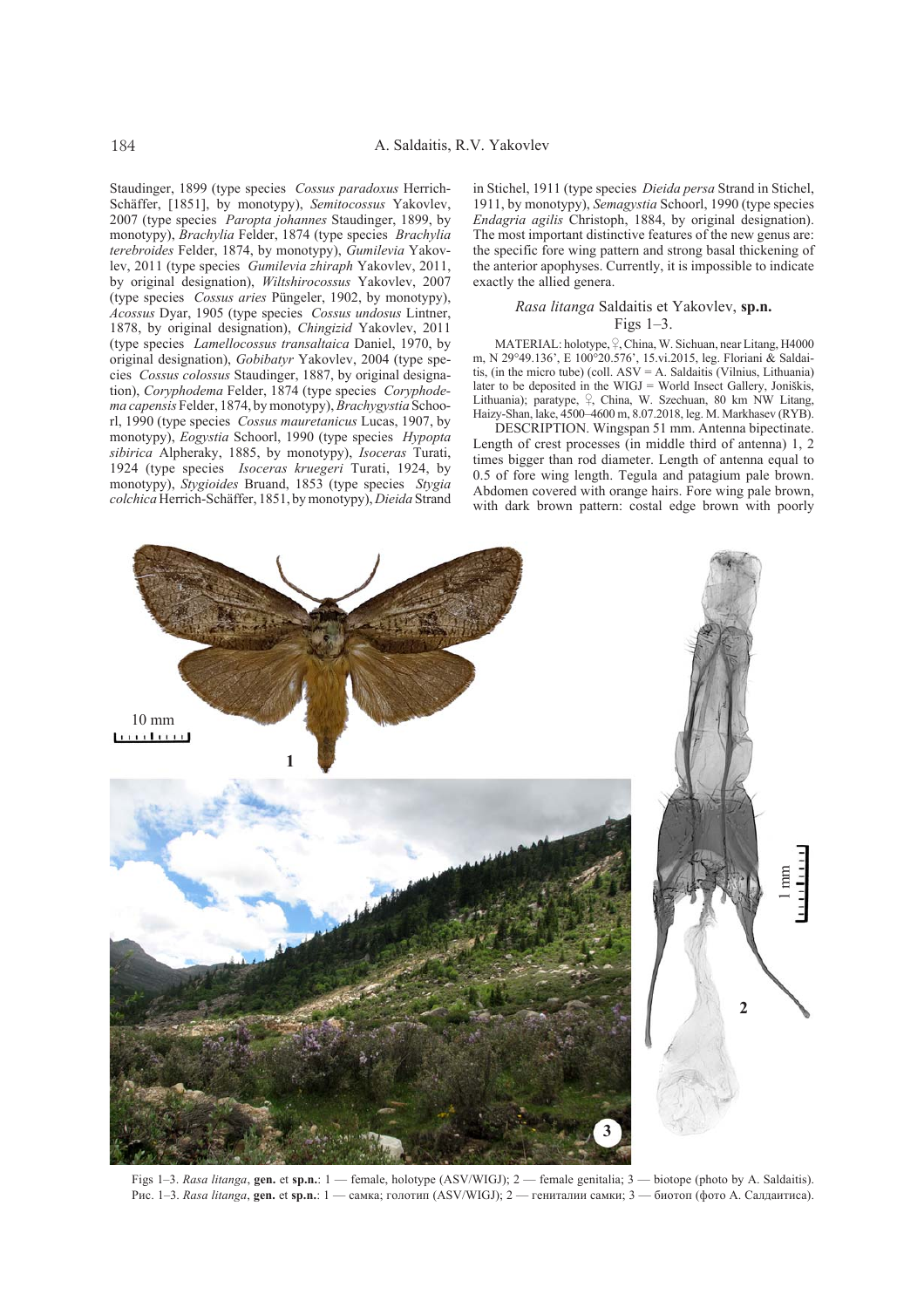Staudinger, 1899 (type species *Cossus paradoxus* Herrich-Schäffer, [1851], by monotypy), *Semitocossus* Yakovlev, 2007 (type species *Paropta johannes* Staudinger, 1899, by monotypy), *Brachylia* Felder, 1874 (type species *Brachylia terebroides* Felder, 1874, by monotypy), *Gumilevia* Yakovlev, 2011 (type species *Gumilevia zhiraph* Yakovlev, 2011, by original designation), *Wiltshirocossus* Yakovlev, 2007 (type species *Cossus aries* Püngeler, 1902, by monotypy), *Acossus* Dyar, 1905 (type species *Cossus undosus* Lintner, 1878, by original designation), *Chingizid* Yakovlev, 2011 (type species *Lamellocossus transaltaica* Daniel, 1970, by original designation), *Gobibatyr* Yakovlev, 2004 (type species *Cossus colossus* Staudinger, 1887, by original designation), *Coryphodema* Felder, 1874 (type species *Coryphodema capensis* Felder, 1874, by monotypy), *Brachygystia* Schoorl, 1990 (type species *Cossus mauretanicus* Lucas, 1907, by monotypy), *Eogystia* Schoorl, 1990 (type species *Hypopta sibirica* Alpheraky, 1885, by monotypy), *Isoceras* Turati, 1924 (type species *Isoceras kruegeri* Turati, 1924, by monotypy), *Stygioides* Bruand, 1853 (type species *Stygia colchica* Herrich-Schäffer, 1851, by monotypy), *Dieida* Strand in Stichel, 1911 (type species *Dieida persa* Strand in Stichel, 1911, by monotypy), *Semagystia* Schoorl, 1990 (type species *Endagria agilis* Christoph, 1884, by original designation). The most important distinctive features of the new genus are: the specific fore wing pattern and strong basal thickening of the anterior apophyses. Currently, it is impossible to indicate exactly the allied genera.

### *Rasa litanga* Saldaitis et Yakovlev, **sp.n.**

Figs 1–3.

MATERIAL: holotype, ♀, China, W. Sichuan, near Litang, H4000 m, N 29°49.136', E 100°20.576', 15.vi.2015, leg. Floriani & Saldaitis, (in the micro tube) (coll. ASV = A. Saldaitis (Vilnius, Lithuania) later to be deposited in the WIGJ = World Insect Gallery, Joniškis, Lithuania); paratype, ♀, China, W. Szechuan, 80 km NW Litang, Haizy-Shan, lake, 4500–4600 m, 8.07.2018, leg. M. Markhasev (RYB).

DESCRIPTION. Wingspan 51 mm. Antenna bipectinate. Length of crest processes (in middle third of antenna) 1, 2 times bigger than rod diameter. Length of antenna equal to 0.5 of fore wing length. Tegula and patagium pale brown. Abdomen covered with orange hairs. Fore wing pale brown, with dark brown pattern: costal edge brown with poorly

Figs 1–3. *Rasa litanga*, **gen.** et **sp.n.**: 1 — female, holotype (ASV/WIGJ); 2 — female genitalia; 3 — biotope (photo by A. Saldaitis).
Рис. 1–3. *Rasa litanga*, **gen.** et **sp.n.**: 1 — самка; голотип (ASV/WIGJ); 2 — гениталии самки; 3 — биотоп (фото А. Салдаитиса).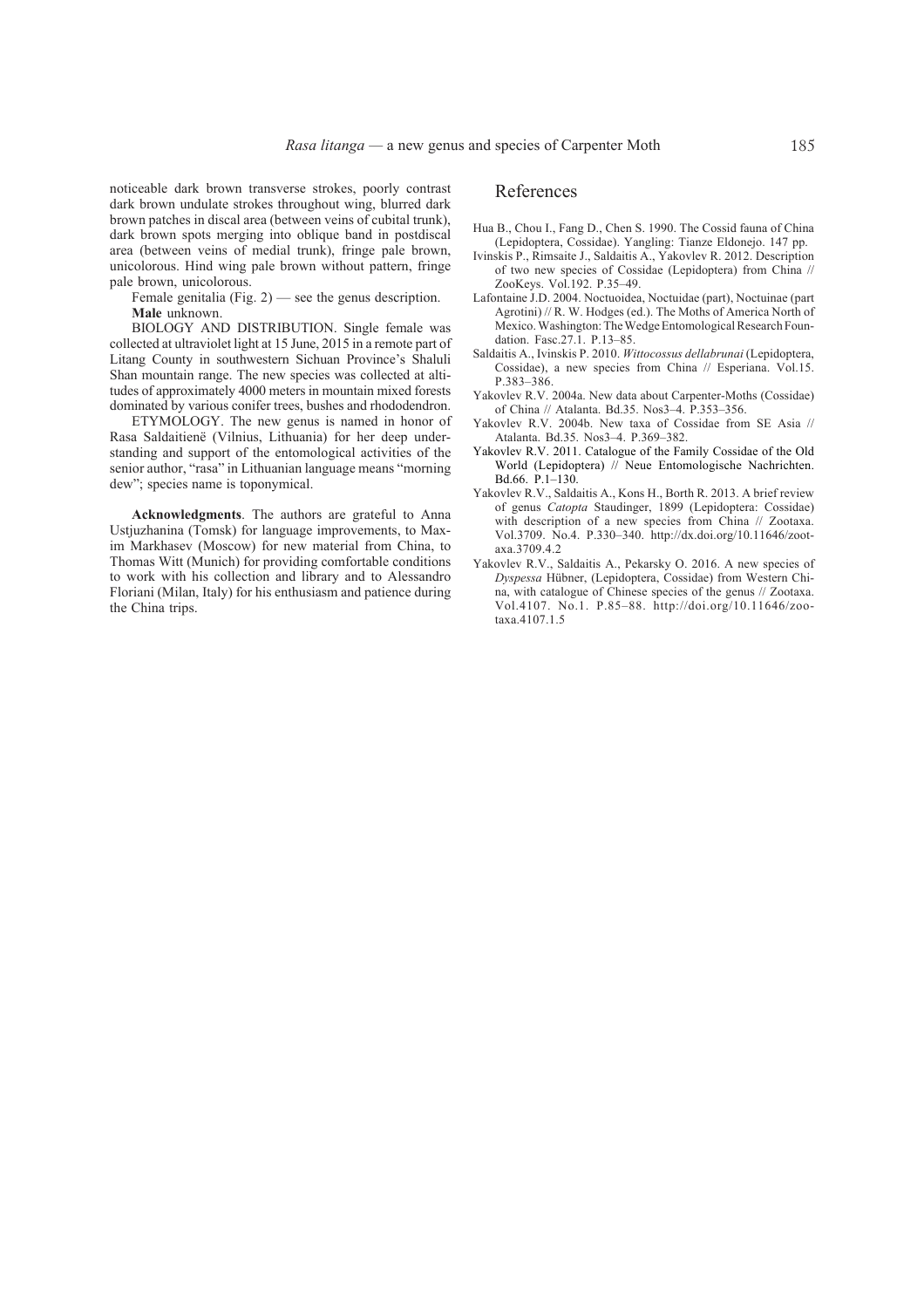noticeable dark brown transverse strokes, poorly contrast dark brown undulate strokes throughout wing, blurred dark brown patches in discal area (between veins of cubital trunk), dark brown spots merging into oblique band in postdiscal area (between veins of medial trunk), fringe pale brown, unicolorous. Hind wing pale brown without pattern, fringe pale brown, unicolorous.

Female genitalia (Fig. 2) — see the genus description.

**Male** unknown.

BIOLOGY AND DISTRIBUTION. Single female was collected at ultraviolet light at 15 June, 2015 in a remote part of Litang County in southwestern Sichuan Province's Shaluli Shan mountain range. The new species was collected at altitudes of approximately 4000 meters in mountain mixed forests dominated by various conifer trees, bushes and rhododendron.

ETYMOLOGY. The new genus is named in honor of Rasa Saldaitienė (Vilnius, Lithuania) for her deep understanding and support of the entomological activities of the senior author, "rasa" in Lithuanian language means "morning dew"; species name is toponymical.

**Acknowledgments**. The authors are grateful to Anna Ustjuzhanina (Tomsk) for language improvements, to Maxim Markhasev (Moscow) for new material from China, to Thomas Witt (Munich) for providing comfortable conditions to work with his collection and library and to Alessandro Floriani (Milan, Italy) for his enthusiasm and patience during the China trips.

## References

Hua B., Chou I., Fang D., Chen S. 1990. The Cossid fauna of China (Lepidoptera, Cossidae). Yangling: Tianze Eldonejo. 147 pp.

Ivinskis P., Rimsaite J., Saldaitis A., Yakovlev R. 2012. Description of two new species of Cossidae (Lepidoptera) from China // ZooKeys. Vol.192. P.35–49.

Lafontaine J.D. 2004. Noctuoidea, Noctuidae (part), Noctuinae (part Agrotini) // R. W. Hodges (ed.). The Moths of America North of Mexico. Washington: The Wedge Entomological Research Foundation. Fasc.27.1. P.13–85.

Saldaitis A., Ivinskis P. 2010. *Wittocossus dellabrunai* (Lepidoptera, Cossidae), a new species from China // Esperiana. Vol.15. P.383–386.

Yakovlev R.V. 2004a. New data about Carpenter-Moths (Cossidae) of China // Atalanta. Bd.35. Nos3–4. P.353–356.

Yakovlev R.V. 2004b. New taxa of Cossidae from SE Asia // Atalanta. Bd.35. Nos3–4. P.369–382.

Yakovlev R.V. 2011. Catalogue of the Family Cossidae of the Old World (Lepidoptera) // Neue Entomologische Nachrichten. Bd.66. P.1–130.

Yakovlev R.V., Saldaitis A., Kons H., Borth R. 2013. A brief review of genus *Catopta* Staudinger, 1899 (Lepidoptera: Cossidae) with description of a new species from China // Zootaxa. Vol.3709. No.4. P.330–340. http://dx.doi.org/10.11646/zootaxa.3709.4.2

Yakovlev R.V., Saldaitis A., Pekarsky O. 2016. A new species of *Dyspessa* Hübner, (Lepidoptera, Cossidae) from Western China, with catalogue of Chinese species of the genus // Zootaxa. Vol.4107. No.1. P.85–88. http://doi.org/10.11646/zootaxa.4107.1.5